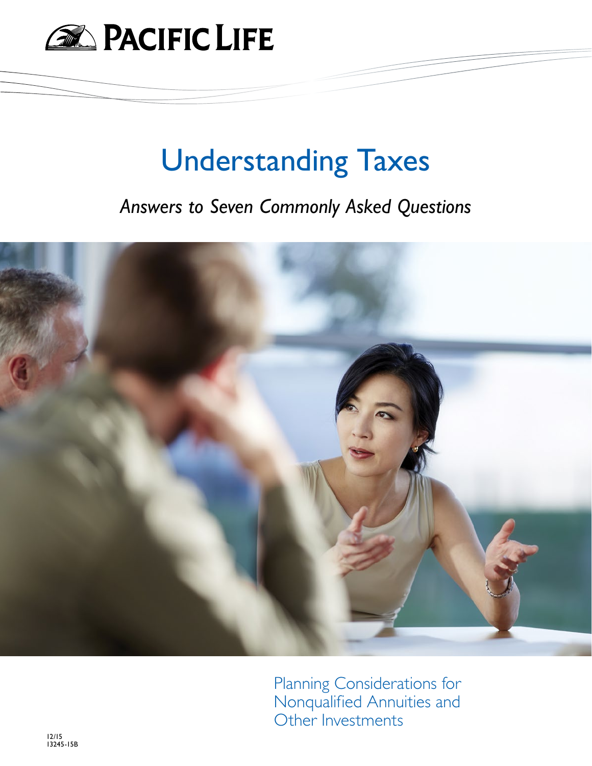PACIFIC LIFE

# Understanding Taxes

*Answers to Seven Commonly Asked Questions*

Planning Considerations for Nonqualified Annuities and Other Investments

12/15
13245-15B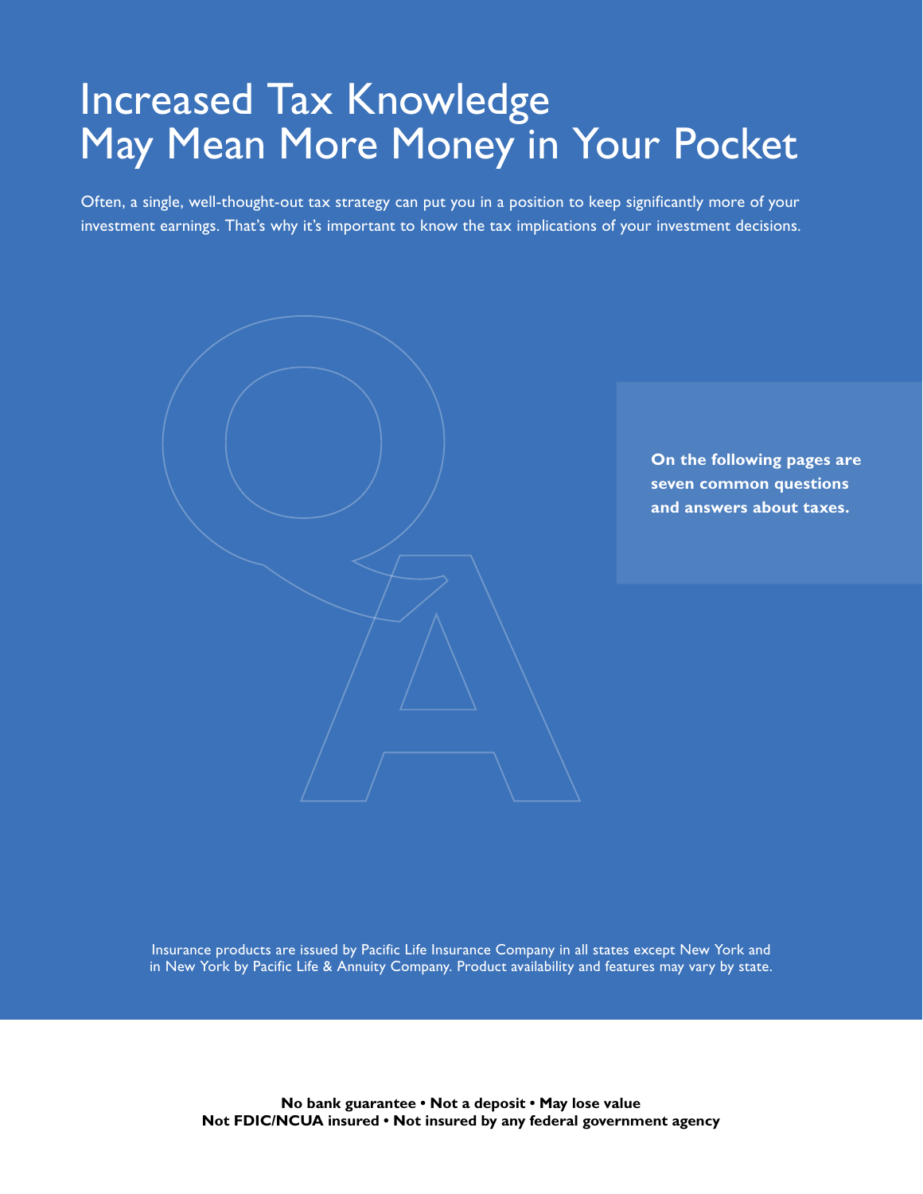# Increased Tax Knowledge May Mean More Money in Your Pocket

Often, a single, well-thought-out tax strategy can put you in a position to keep significantly more of your investment earnings. That's why it's important to know the tax implications of your investment decisions.

**On the following pages are seven common questions and answers about taxes.**

Insurance products are issued by Pacific Life Insurance Company in all states except New York and in New York by Pacific Life & Annuity Company. Product availability and features may vary by state.

**No bank guarantee • Not a deposit • May lose value**
**Not FDIC/NCUA insured • Not insured by any federal government agency**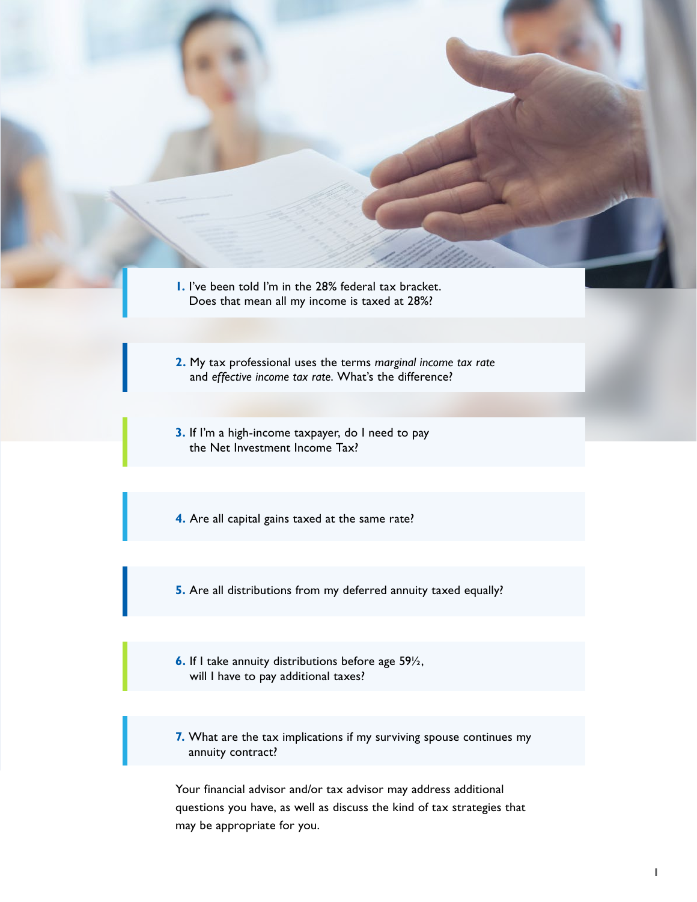**1.** I've been told I'm in the 28% federal tax bracket. Does that mean all my income is taxed at 28%?

**2.** My tax professional uses the terms *marginal income tax rate* and *effective income tax rate*. What's the difference?

**3.** If I'm a high-income taxpayer, do I need to pay the Net Investment Income Tax?

**4.** Are all capital gains taxed at the same rate?

**5.** Are all distributions from my deferred annuity taxed equally?

**6.** If I take annuity distributions before age 59½, will I have to pay additional taxes?

**7.** What are the tax implications if my surviving spouse continues my annuity contract?

Your financial advisor and/or tax advisor may address additional questions you have, as well as discuss the kind of tax strategies that may be appropriate for you.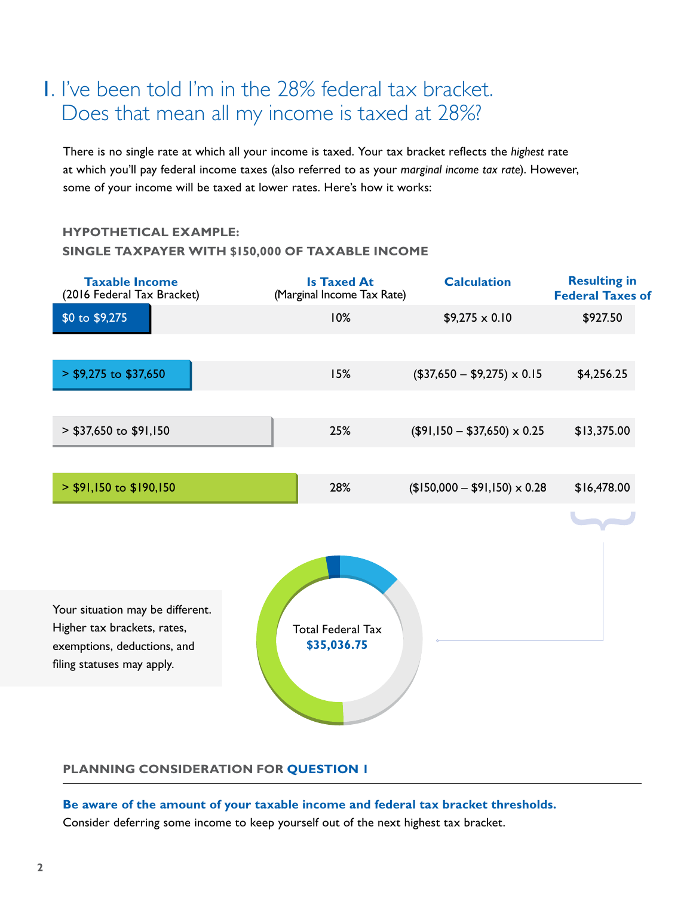# 1. I've been told I'm in the 28% federal tax bracket. Does that mean all my income is taxed at 28%?

There is no single rate at which all your income is taxed. Your tax bracket reflects the *highest* rate at which you'll pay federal income taxes (also referred to as your *marginal income tax rate*). However, some of your income will be taxed at lower rates. Here's how it works:

**HYPOTHETICAL EXAMPLE:**
**SINGLE TAXPAYER WITH $150,000 OF TAXABLE INCOME**

| **Taxable Income** (2016 Federal Tax Bracket) | **Is Taxed At** (Marginal Income Tax Rate) | **Calculation** | **Resulting in Federal Taxes of** |
|---|---|---|---|
| $0 to $9,275 | 10% | $9,275 x 0.10 | $927.50 |
| > $9,275 to $37,650 | 15% | ($37,650 – $9,275) x 0.15 | $4,256.25 |
| > $37,650 to $91,150 | 25% | ($91,150 – $37,650) x 0.25 | $13,375.00 |
| > $91,150 to $190,150 | 28% | ($150,000 – $91,150) x 0.28 | $16,478.00 |

Total Federal Tax **$35,036.75**

Your situation may be different. Higher tax brackets, rates, exemptions, deductions, and filing statuses may apply.

**PLANNING CONSIDERATION FOR QUESTION 1**

**Be aware of the amount of your taxable income and federal tax bracket thresholds.**
Consider deferring some income to keep yourself out of the next highest tax bracket.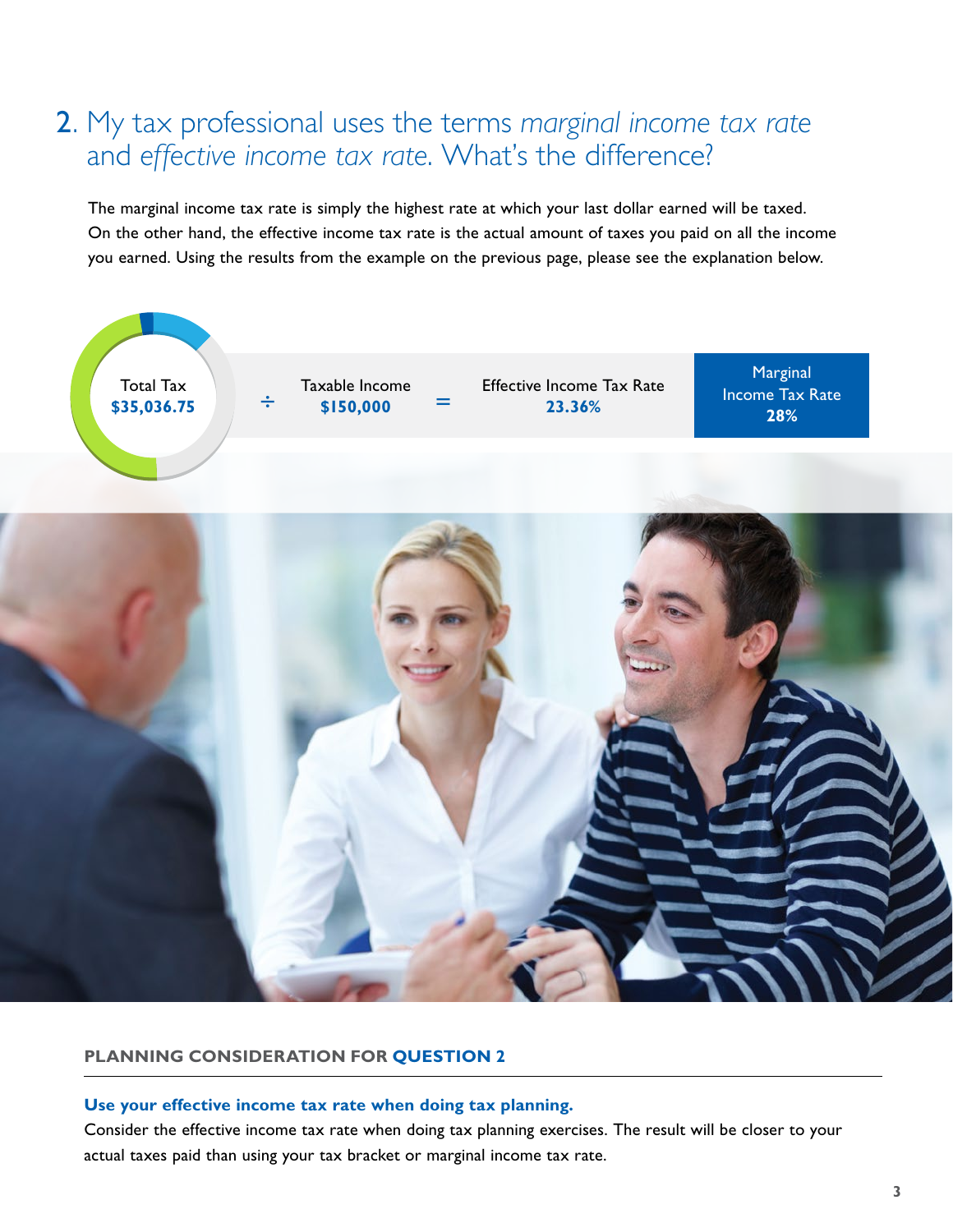## 2. My tax professional uses the terms *marginal income tax rate* and *effective income tax rate*. What's the difference?

The marginal income tax rate is simply the highest rate at which your last dollar earned will be taxed. On the other hand, the effective income tax rate is the actual amount of taxes you paid on all the income you earned. Using the results from the example on the previous page, please see the explanation below.

| Total Tax | ÷ | Taxable Income | = | Effective Income Tax Rate | Marginal Income Tax Rate |
|---|---|---|---|---|---|
| **$35,036.75** | | **$150,000** | | **23.36%** | **28%** |

### PLANNING CONSIDERATION FOR QUESTION 2

**Use your effective income tax rate when doing tax planning.**

Consider the effective income tax rate when doing tax planning exercises. The result will be closer to your actual taxes paid than using your tax bracket or marginal income tax rate.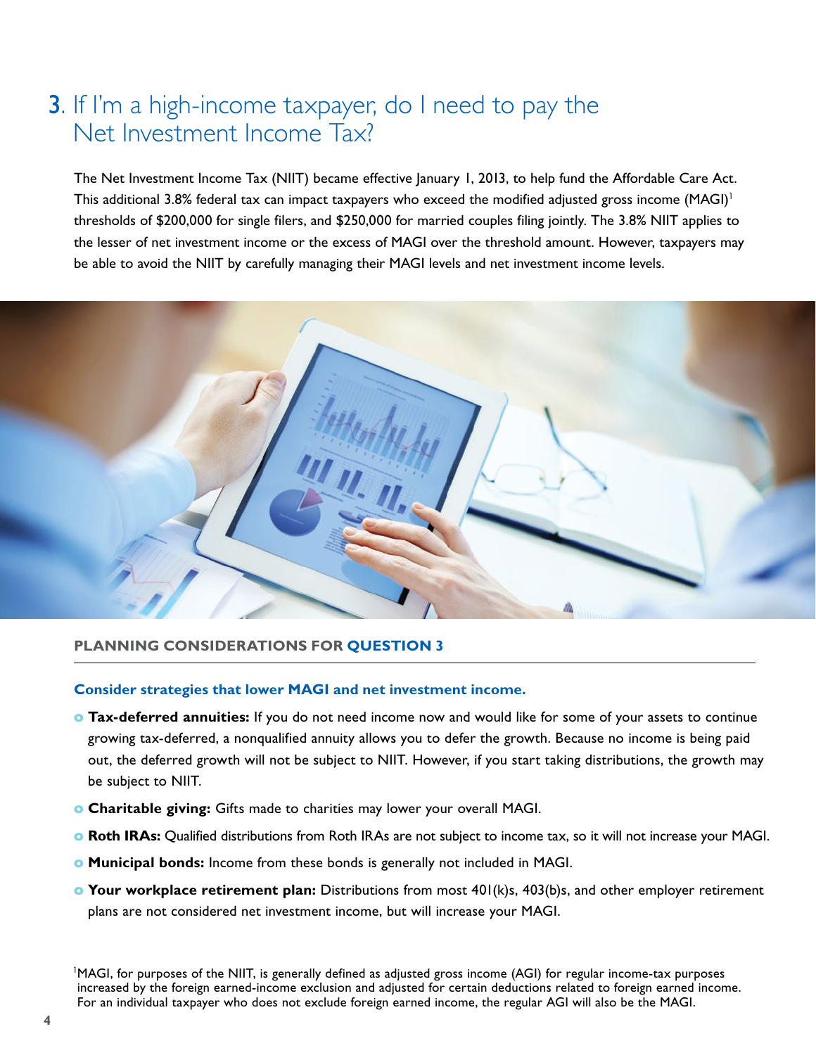## 3. If I'm a high-income taxpayer, do I need to pay the Net Investment Income Tax?

The Net Investment Income Tax (NIIT) became effective January 1, 2013, to help fund the Affordable Care Act. This additional 3.8% federal tax can impact taxpayers who exceed the modified adjusted gross income (MAGI)[1] thresholds of $200,000 for single filers, and $250,000 for married couples filing jointly. The 3.8% NIIT applies to the lesser of net investment income or the excess of MAGI over the threshold amount. However, taxpayers may be able to avoid the NIIT by carefully managing their MAGI levels and net investment income levels.

### PLANNING CONSIDERATIONS FOR QUESTION 3

**Consider strategies that lower MAGI and net investment income.**

- **Tax-deferred annuities:** If you do not need income now and would like for some of your assets to continue growing tax-deferred, a nonqualified annuity allows you to defer the growth. Because no income is being paid out, the deferred growth will not be subject to NIIT. However, if you start taking distributions, the growth may be subject to NIIT.
- **Charitable giving:** Gifts made to charities may lower your overall MAGI.
- **Roth IRAs:** Qualified distributions from Roth IRAs are not subject to income tax, so it will not increase your MAGI.
- **Municipal bonds:** Income from these bonds is generally not included in MAGI.
- **Your workplace retirement plan:** Distributions from most 401(k)s, 403(b)s, and other employer retirement plans are not considered net investment income, but will increase your MAGI.

[1] MAGI, for purposes of the NIIT, is generally defined as adjusted gross income (AGI) for regular income-tax purposes increased by the foreign earned-income exclusion and adjusted for certain deductions related to foreign earned income. For an individual taxpayer who does not exclude foreign earned income, the regular AGI will also be the MAGI.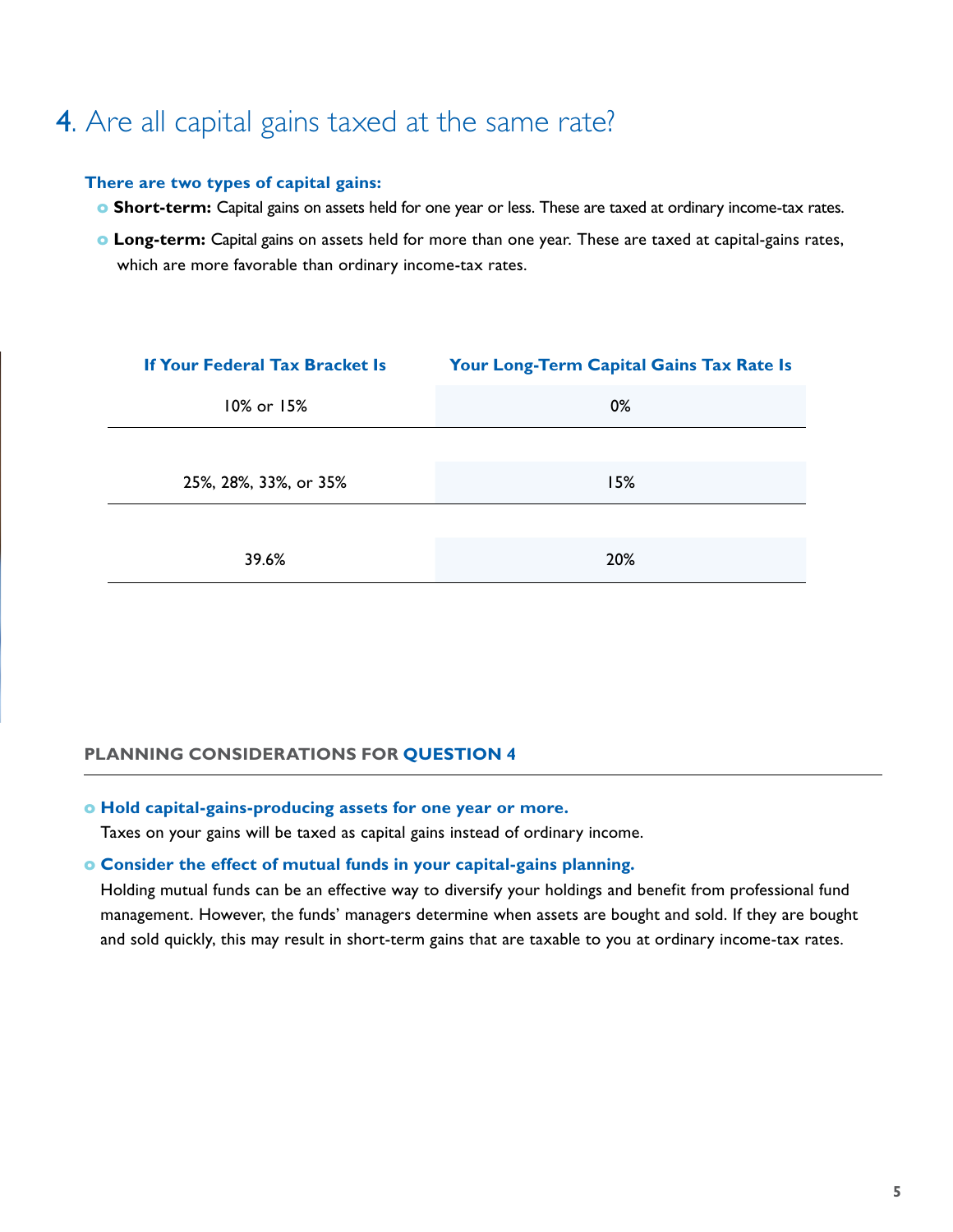# 4. Are all capital gains taxed at the same rate?

**There are two types of capital gains:**

- **Short-term:** Capital gains on assets held for one year or less. These are taxed at ordinary income-tax rates.
- **Long-term:** Capital gains on assets held for more than one year. These are taxed at capital-gains rates, which are more favorable than ordinary income-tax rates.

| If Your Federal Tax Bracket Is | Your Long-Term Capital Gains Tax Rate Is |
|---|---|
| 10% or 15% | 0% |
| 25%, 28%, 33%, or 35% | 15% |
| 39.6% | 20% |

## PLANNING CONSIDERATIONS FOR QUESTION 4

- **Hold capital-gains-producing assets for one year or more.**
  Taxes on your gains will be taxed as capital gains instead of ordinary income.
- **Consider the effect of mutual funds in your capital-gains planning.**
  Holding mutual funds can be an effective way to diversify your holdings and benefit from professional fund management. However, the funds' managers determine when assets are bought and sold. If they are bought and sold quickly, this may result in short-term gains that are taxable to you at ordinary income-tax rates.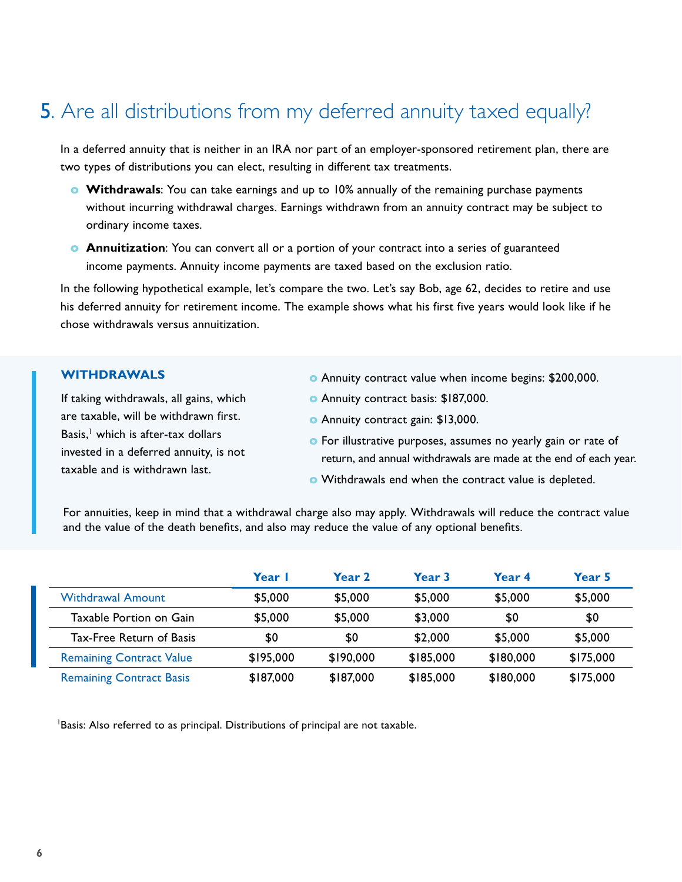## 5. Are all distributions from my deferred annuity taxed equally?

In a deferred annuity that is neither in an IRA nor part of an employer-sponsored retirement plan, there are two types of distributions you can elect, resulting in different tax treatments.

- **Withdrawals**: You can take earnings and up to 10% annually of the remaining purchase payments without incurring withdrawal charges. Earnings withdrawn from an annuity contract may be subject to ordinary income taxes.
- **Annuitization**: You can convert all or a portion of your contract into a series of guaranteed income payments. Annuity income payments are taxed based on the exclusion ratio.

In the following hypothetical example, let's compare the two. Let's say Bob, age 62, decides to retire and use his deferred annuity for retirement income. The example shows what his first five years would look like if he chose withdrawals versus annuitization.

### WITHDRAWALS

If taking withdrawals, all gains, which are taxable, will be withdrawn first. Basis,[1] which is after-tax dollars invested in a deferred annuity, is not taxable and is withdrawn last.

- Annuity contract value when income begins: $200,000.
- Annuity contract basis: $187,000.
- Annuity contract gain: $13,000.
- For illustrative purposes, assumes no yearly gain or rate of return, and annual withdrawals are made at the end of each year.
- Withdrawals end when the contract value is depleted.

For annuities, keep in mind that a withdrawal charge also may apply. Withdrawals will reduce the contract value and the value of the death benefits, and also may reduce the value of any optional benefits.

| | Year 1 | Year 2 | Year 3 | Year 4 | Year 5 |
|---|---|---|---|---|---|
| Withdrawal Amount | $5,000 | $5,000 | $5,000 | $5,000 | $5,000 |
| Taxable Portion on Gain | $5,000 | $5,000 | $3,000 | $0 | $0 |
| Tax-Free Return of Basis | $0 | $0 | $2,000 | $5,000 | $5,000 |
| Remaining Contract Value | $195,000 | $190,000 | $185,000 | $180,000 | $175,000 |
| Remaining Contract Basis | $187,000 | $187,000 | $185,000 | $180,000 | $175,000 |

[1]Basis: Also referred to as principal. Distributions of principal are not taxable.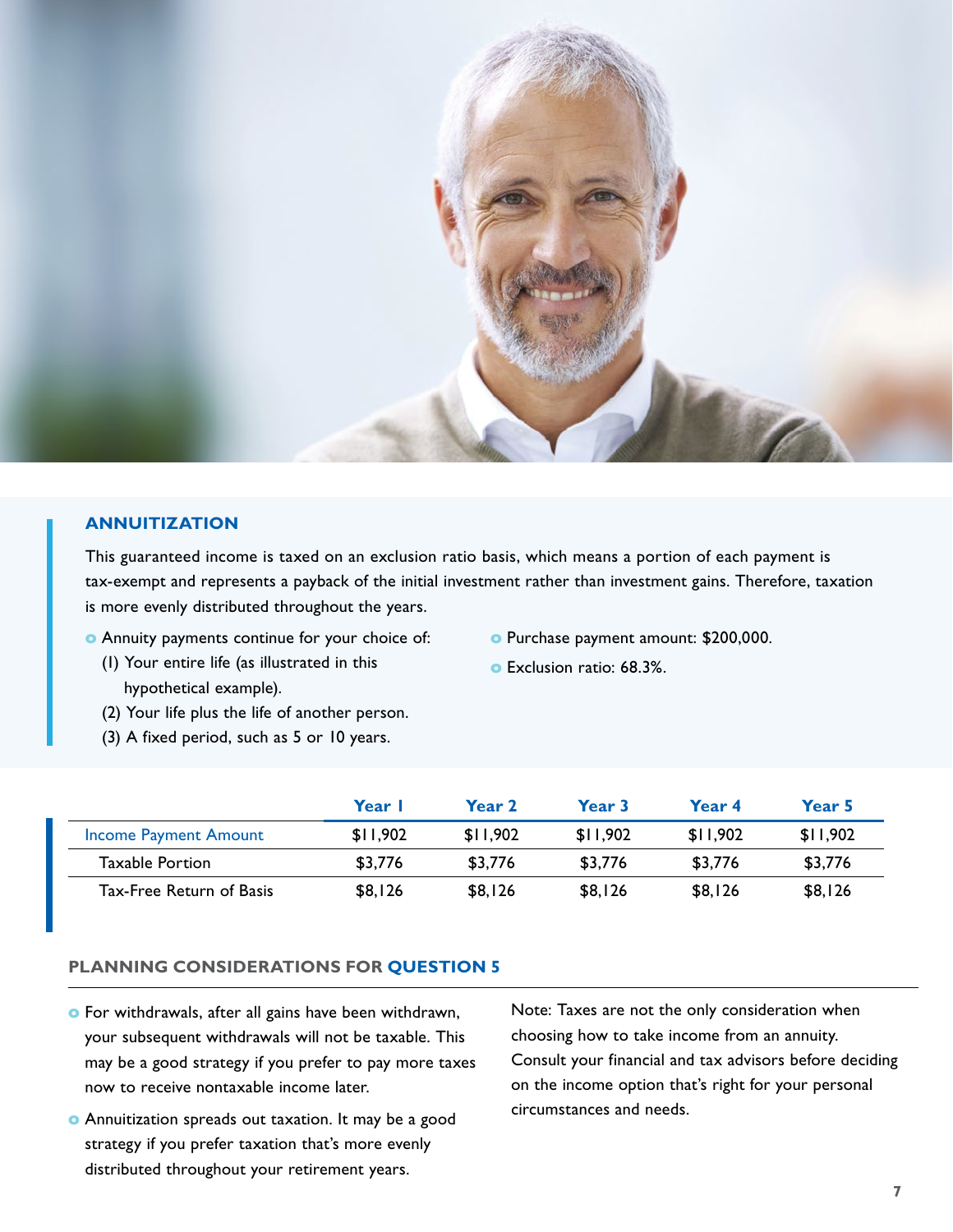## ANNUITIZATION

This guaranteed income is taxed on an exclusion ratio basis, which means a portion of each payment is tax-exempt and represents a payback of the initial investment rather than investment gains. Therefore, taxation is more evenly distributed throughout the years.

- Annuity payments continue for your choice of:
  (1) Your entire life (as illustrated in this hypothetical example).
  (2) Your life plus the life of another person.
  (3) A fixed period, such as 5 or 10 years.
- Purchase payment amount: $200,000.
- Exclusion ratio: 68.3%.

| | Year 1 | Year 2 | Year 3 | Year 4 | Year 5 |
|---|---|---|---|---|---|
| Income Payment Amount | $11,902 | $11,902 | $11,902 | $11,902 | $11,902 |
| Taxable Portion | $3,776 | $3,776 | $3,776 | $3,776 | $3,776 |
| Tax-Free Return of Basis | $8,126 | $8,126 | $8,126 | $8,126 | $8,126 |

### PLANNING CONSIDERATIONS FOR QUESTION 5

- For withdrawals, after all gains have been withdrawn, your subsequent withdrawals will not be taxable. This may be a good strategy if you prefer to pay more taxes now to receive nontaxable income later.
- Annuitization spreads out taxation. It may be a good strategy if you prefer taxation that's more evenly distributed throughout your retirement years.

Note: Taxes are not the only consideration when choosing how to take income from an annuity. Consult your financial and tax advisors before deciding on the income option that's right for your personal circumstances and needs.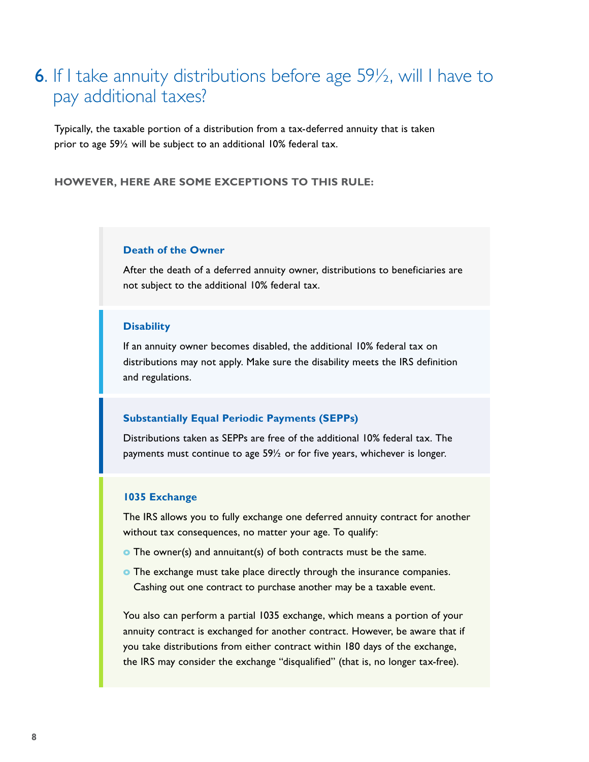## 6. If I take annuity distributions before age 59½, will I have to pay additional taxes?

Typically, the taxable portion of a distribution from a tax-deferred annuity that is taken prior to age 59½ will be subject to an additional 10% federal tax.

**HOWEVER, HERE ARE SOME EXCEPTIONS TO THIS RULE:**

### Death of the Owner

After the death of a deferred annuity owner, distributions to beneficiaries are not subject to the additional 10% federal tax.

### Disability

If an annuity owner becomes disabled, the additional 10% federal tax on distributions may not apply. Make sure the disability meets the IRS definition and regulations.

### Substantially Equal Periodic Payments (SEPPs)

Distributions taken as SEPPs are free of the additional 10% federal tax. The payments must continue to age 59½ or for five years, whichever is longer.

### 1035 Exchange

The IRS allows you to fully exchange one deferred annuity contract for another without tax consequences, no matter your age. To qualify:

- The owner(s) and annuitant(s) of both contracts must be the same.
- The exchange must take place directly through the insurance companies. Cashing out one contract to purchase another may be a taxable event.

You also can perform a partial 1035 exchange, which means a portion of your annuity contract is exchanged for another contract. However, be aware that if you take distributions from either contract within 180 days of the exchange, the IRS may consider the exchange "disqualified" (that is, no longer tax-free).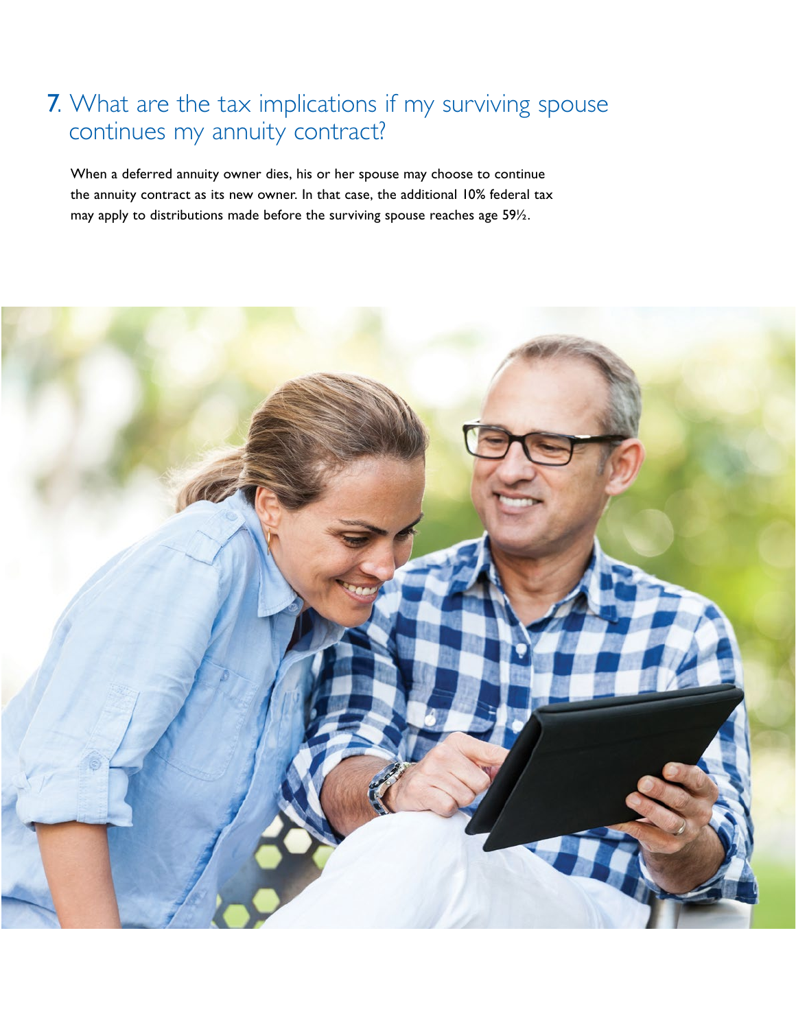## 7. What are the tax implications if my surviving spouse continues my annuity contract?

When a deferred annuity owner dies, his or her spouse may choose to continue the annuity contract as its new owner. In that case, the additional 10% federal tax may apply to distributions made before the surviving spouse reaches age 59½.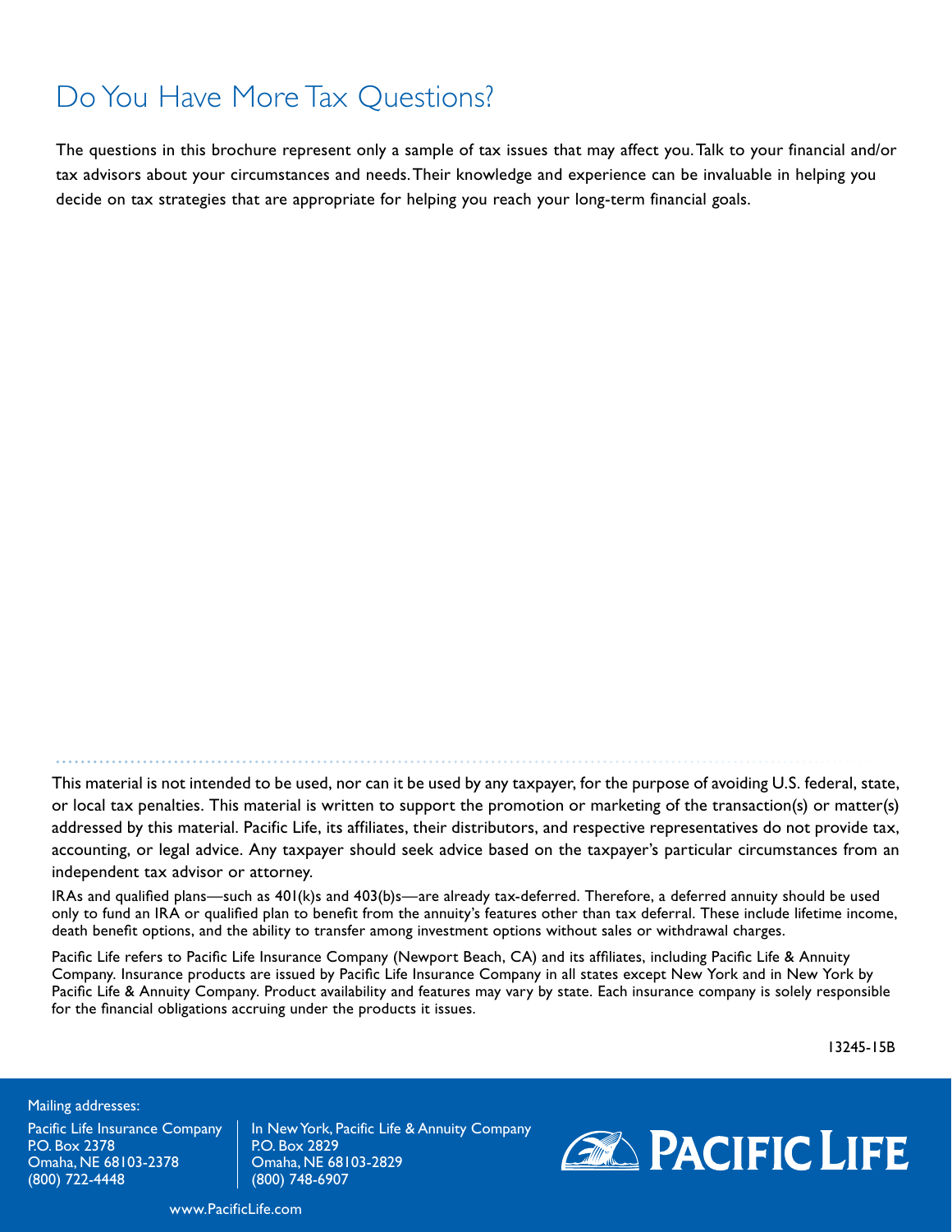# Do You Have More Tax Questions?

The questions in this brochure represent only a sample of tax issues that may affect you. Talk to your financial and/or tax advisors about your circumstances and needs. Their knowledge and experience can be invaluable in helping you decide on tax strategies that are appropriate for helping you reach your long-term financial goals.

This material is not intended to be used, nor can it be used by any taxpayer, for the purpose of avoiding U.S. federal, state, or local tax penalties. This material is written to support the promotion or marketing of the transaction(s) or matter(s) addressed by this material. Pacific Life, its affiliates, their distributors, and respective representatives do not provide tax, accounting, or legal advice. Any taxpayer should seek advice based on the taxpayer's particular circumstances from an independent tax advisor or attorney.

IRAs and qualified plans—such as 401(k)s and 403(b)s—are already tax-deferred. Therefore, a deferred annuity should be used only to fund an IRA or qualified plan to benefit from the annuity's features other than tax deferral. These include lifetime income, death benefit options, and the ability to transfer among investment options without sales or withdrawal charges.

Pacific Life refers to Pacific Life Insurance Company (Newport Beach, CA) and its affiliates, including Pacific Life & Annuity Company. Insurance products are issued by Pacific Life Insurance Company in all states except New York and in New York by Pacific Life & Annuity Company. Product availability and features may vary by state. Each insurance company is solely responsible for the financial obligations accruing under the products it issues.

13245-15B

Mailing addresses:

Pacific Life Insurance Company
P.O. Box 2378
Omaha, NE 68103-2378
(800) 722-4448

In New York, Pacific Life & Annuity Company
P.O. Box 2829
Omaha, NE 68103-2829
(800) 748-6907

PACIFIC LIFE

www.PacificLife.com